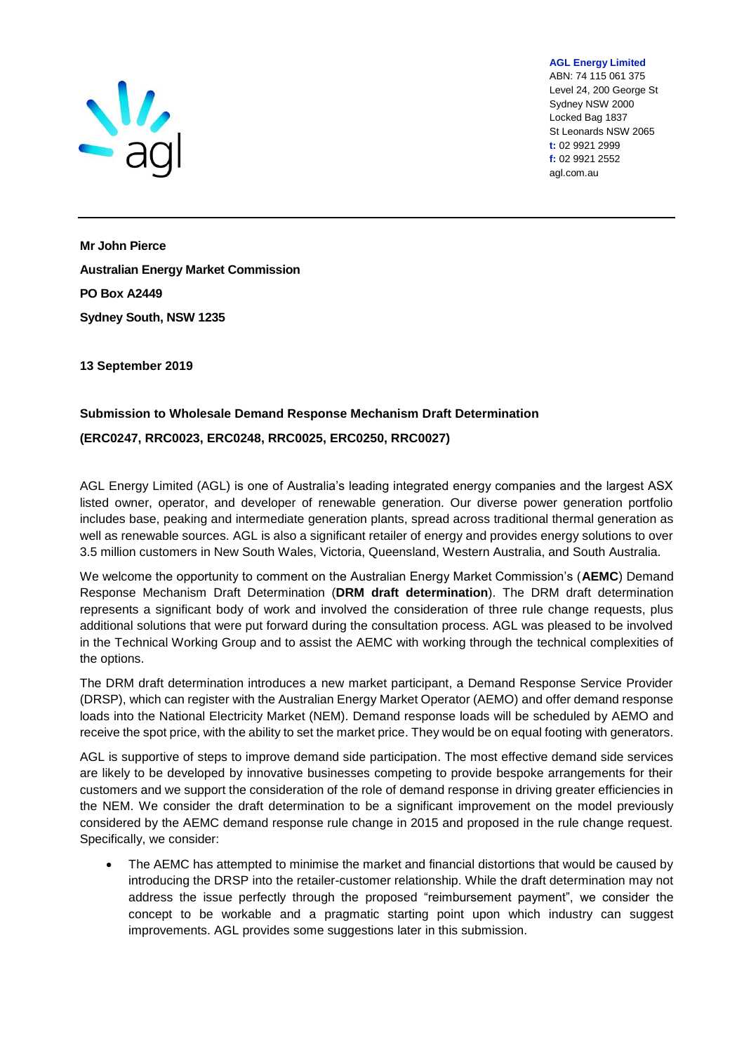**AGL Energy Limited**
ABN: 74 115 061 375
Level 24, 200 George St
Sydney NSW 2000
Locked Bag 1837
St Leonards NSW 2065
**t:** 02 9921 2999
**f:** 02 9921 2552
agl.com.au

---

**Mr John Pierce**

**Australian Energy Market Commission**

**PO Box A2449**

**Sydney South, NSW 1235**

**13 September 2019**

**Submission to Wholesale Demand Response Mechanism Draft Determination**

**(ERC0247, RRC0023, ERC0248, RRC0025, ERC0250, RRC0027)**

AGL Energy Limited (AGL) is one of Australia's leading integrated energy companies and the largest ASX listed owner, operator, and developer of renewable generation. Our diverse power generation portfolio includes base, peaking and intermediate generation plants, spread across traditional thermal generation as well as renewable sources. AGL is also a significant retailer of energy and provides energy solutions to over 3.5 million customers in New South Wales, Victoria, Queensland, Western Australia, and South Australia.

We welcome the opportunity to comment on the Australian Energy Market Commission's (**AEMC**) Demand Response Mechanism Draft Determination (**DRM draft determination**). The DRM draft determination represents a significant body of work and involved the consideration of three rule change requests, plus additional solutions that were put forward during the consultation process. AGL was pleased to be involved in the Technical Working Group and to assist the AEMC with working through the technical complexities of the options.

The DRM draft determination introduces a new market participant, a Demand Response Service Provider (DRSP), which can register with the Australian Energy Market Operator (AEMO) and offer demand response loads into the National Electricity Market (NEM). Demand response loads will be scheduled by AEMO and receive the spot price, with the ability to set the market price. They would be on equal footing with generators.

AGL is supportive of steps to improve demand side participation. The most effective demand side services are likely to be developed by innovative businesses competing to provide bespoke arrangements for their customers and we support the consideration of the role of demand response in driving greater efficiencies in the NEM. We consider the draft determination to be a significant improvement on the model previously considered by the AEMC demand response rule change in 2015 and proposed in the rule change request. Specifically, we consider:

- The AEMC has attempted to minimise the market and financial distortions that would be caused by introducing the DRSP into the retailer-customer relationship. While the draft determination may not address the issue perfectly through the proposed "reimbursement payment", we consider the concept to be workable and a pragmatic starting point upon which industry can suggest improvements. AGL provides some suggestions later in this submission.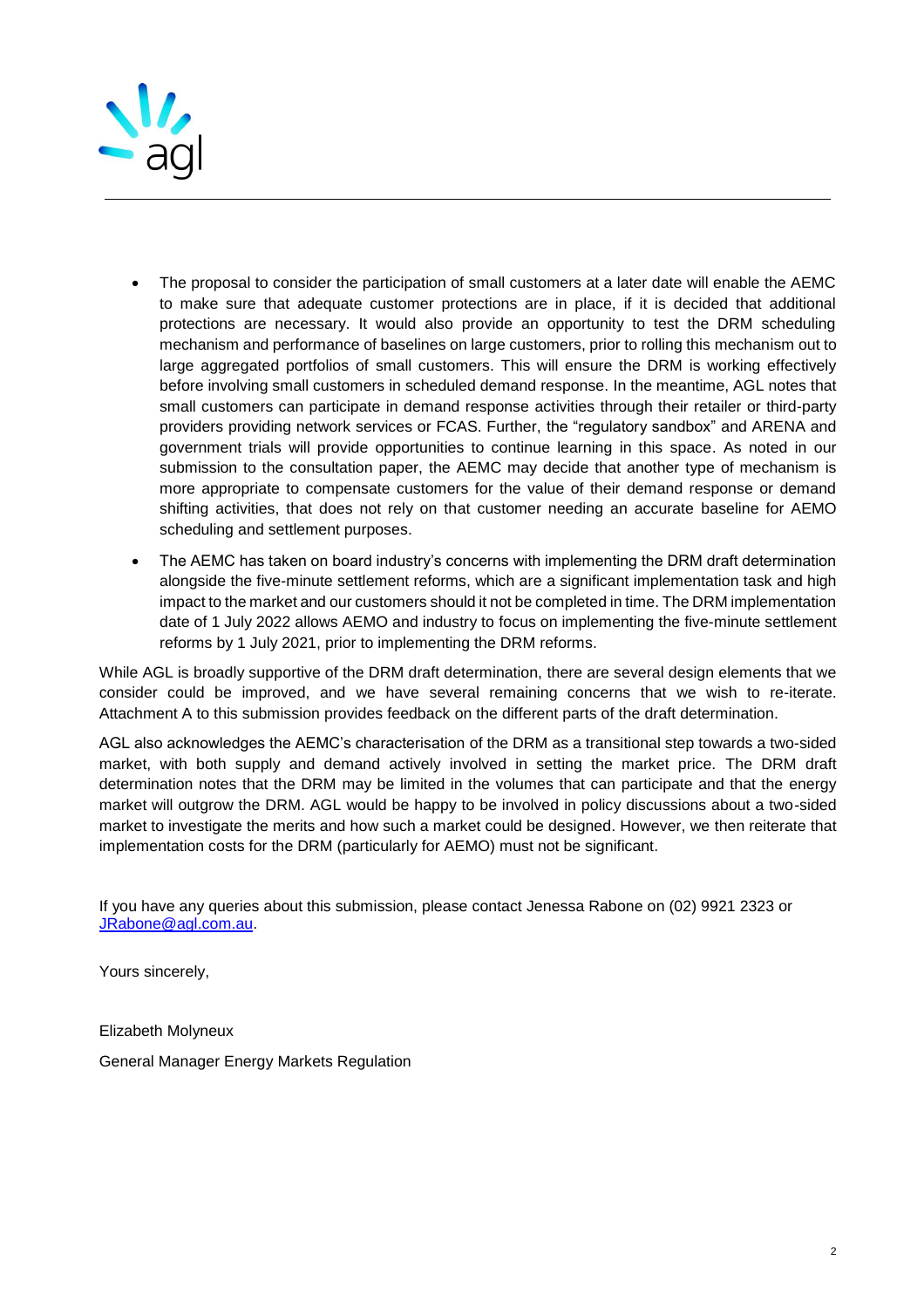- The proposal to consider the participation of small customers at a later date will enable the AEMC to make sure that adequate customer protections are in place, if it is decided that additional protections are necessary. It would also provide an opportunity to test the DRM scheduling mechanism and performance of baselines on large customers, prior to rolling this mechanism out to large aggregated portfolios of small customers. This will ensure the DRM is working effectively before involving small customers in scheduled demand response. In the meantime, AGL notes that small customers can participate in demand response activities through their retailer or third-party providers providing network services or FCAS. Further, the "regulatory sandbox" and ARENA and government trials will provide opportunities to continue learning in this space. As noted in our submission to the consultation paper, the AEMC may decide that another type of mechanism is more appropriate to compensate customers for the value of their demand response or demand shifting activities, that does not rely on that customer needing an accurate baseline for AEMO scheduling and settlement purposes.
- The AEMC has taken on board industry's concerns with implementing the DRM draft determination alongside the five-minute settlement reforms, which are a significant implementation task and high impact to the market and our customers should it not be completed in time. The DRM implementation date of 1 July 2022 allows AEMO and industry to focus on implementing the five-minute settlement reforms by 1 July 2021, prior to implementing the DRM reforms.

While AGL is broadly supportive of the DRM draft determination, there are several design elements that we consider could be improved, and we have several remaining concerns that we wish to re-iterate. Attachment A to this submission provides feedback on the different parts of the draft determination.

AGL also acknowledges the AEMC's characterisation of the DRM as a transitional step towards a two-sided market, with both supply and demand actively involved in setting the market price. The DRM draft determination notes that the DRM may be limited in the volumes that can participate and that the energy market will outgrow the DRM. AGL would be happy to be involved in policy discussions about a two-sided market to investigate the merits and how such a market could be designed. However, we then reiterate that implementation costs for the DRM (particularly for AEMO) must not be significant.

If you have any queries about this submission, please contact Jenessa Rabone on (02) 9921 2323 or JRabone@agl.com.au.

Yours sincerely,

Elizabeth Molyneux

General Manager Energy Markets Regulation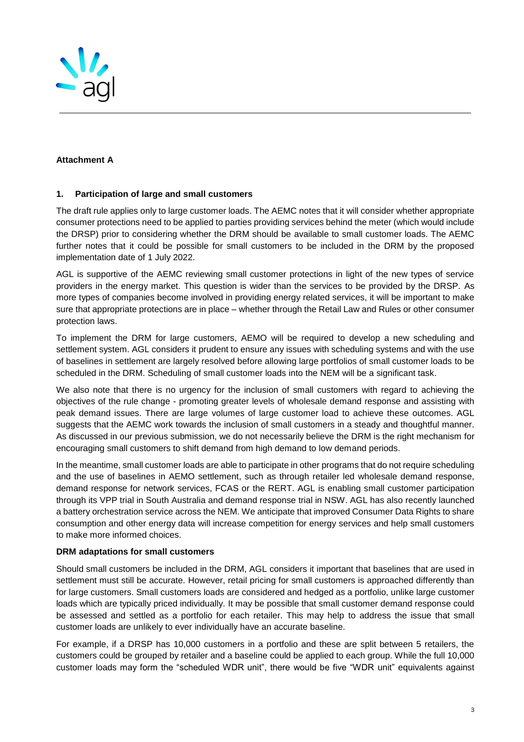**Attachment A**

## 1. Participation of large and small customers

The draft rule applies only to large customer loads. The AEMC notes that it will consider whether appropriate consumer protections need to be applied to parties providing services behind the meter (which would include the DRSP) prior to considering whether the DRM should be available to small customer loads. The AEMC further notes that it could be possible for small customers to be included in the DRM by the proposed implementation date of 1 July 2022.

AGL is supportive of the AEMC reviewing small customer protections in light of the new types of service providers in the energy market. This question is wider than the services to be provided by the DRSP. As more types of companies become involved in providing energy related services, it will be important to make sure that appropriate protections are in place – whether through the Retail Law and Rules or other consumer protection laws.

To implement the DRM for large customers, AEMO will be required to develop a new scheduling and settlement system. AGL considers it prudent to ensure any issues with scheduling systems and with the use of baselines in settlement are largely resolved before allowing large portfolios of small customer loads to be scheduled in the DRM. Scheduling of small customer loads into the NEM will be a significant task.

We also note that there is no urgency for the inclusion of small customers with regard to achieving the objectives of the rule change - promoting greater levels of wholesale demand response and assisting with peak demand issues. There are large volumes of large customer load to achieve these outcomes. AGL suggests that the AEMC work towards the inclusion of small customers in a steady and thoughtful manner. As discussed in our previous submission, we do not necessarily believe the DRM is the right mechanism for encouraging small customers to shift demand from high demand to low demand periods.

In the meantime, small customer loads are able to participate in other programs that do not require scheduling and the use of baselines in AEMO settlement, such as through retailer led wholesale demand response, demand response for network services, FCAS or the RERT. AGL is enabling small customer participation through its VPP trial in South Australia and demand response trial in NSW. AGL has also recently launched a battery orchestration service across the NEM. We anticipate that improved Consumer Data Rights to share consumption and other energy data will increase competition for energy services and help small customers to make more informed choices.

**DRM adaptations for small customers**

Should small customers be included in the DRM, AGL considers it important that baselines that are used in settlement must still be accurate. However, retail pricing for small customers is approached differently than for large customers. Small customers loads are considered and hedged as a portfolio, unlike large customer loads which are typically priced individually. It may be possible that small customer demand response could be assessed and settled as a portfolio for each retailer. This may help to address the issue that small customer loads are unlikely to ever individually have an accurate baseline.

For example, if a DRSP has 10,000 customers in a portfolio and these are split between 5 retailers, the customers could be grouped by retailer and a baseline could be applied to each group. While the full 10,000 customer loads may form the "scheduled WDR unit", there would be five "WDR unit" equivalents against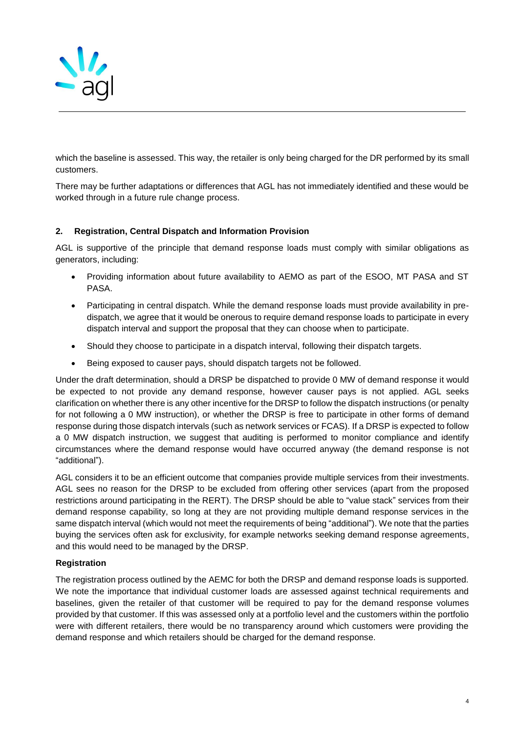which the baseline is assessed. This way, the retailer is only being charged for the DR performed by its small customers.

There may be further adaptations or differences that AGL has not immediately identified and these would be worked through in a future rule change process.

## 2. Registration, Central Dispatch and Information Provision

AGL is supportive of the principle that demand response loads must comply with similar obligations as generators, including:

- Providing information about future availability to AEMO as part of the ESOO, MT PASA and ST PASA.
- Participating in central dispatch. While the demand response loads must provide availability in pre-dispatch, we agree that it would be onerous to require demand response loads to participate in every dispatch interval and support the proposal that they can choose when to participate.
- Should they choose to participate in a dispatch interval, following their dispatch targets.
- Being exposed to causer pays, should dispatch targets not be followed.

Under the draft determination, should a DRSP be dispatched to provide 0 MW of demand response it would be expected to not provide any demand response, however causer pays is not applied. AGL seeks clarification on whether there is any other incentive for the DRSP to follow the dispatch instructions (or penalty for not following a 0 MW instruction), or whether the DRSP is free to participate in other forms of demand response during those dispatch intervals (such as network services or FCAS). If a DRSP is expected to follow a 0 MW dispatch instruction, we suggest that auditing is performed to monitor compliance and identify circumstances where the demand response would have occurred anyway (the demand response is not "additional").

AGL considers it to be an efficient outcome that companies provide multiple services from their investments. AGL sees no reason for the DRSP to be excluded from offering other services (apart from the proposed restrictions around participating in the RERT). The DRSP should be able to "value stack" services from their demand response capability, so long at they are not providing multiple demand response services in the same dispatch interval (which would not meet the requirements of being "additional"). We note that the parties buying the services often ask for exclusivity, for example networks seeking demand response agreements, and this would need to be managed by the DRSP.

### Registration

The registration process outlined by the AEMC for both the DRSP and demand response loads is supported. We note the importance that individual customer loads are assessed against technical requirements and baselines, given the retailer of that customer will be required to pay for the demand response volumes provided by that customer. If this was assessed only at a portfolio level and the customers within the portfolio were with different retailers, there would be no transparency around which customers were providing the demand response and which retailers should be charged for the demand response.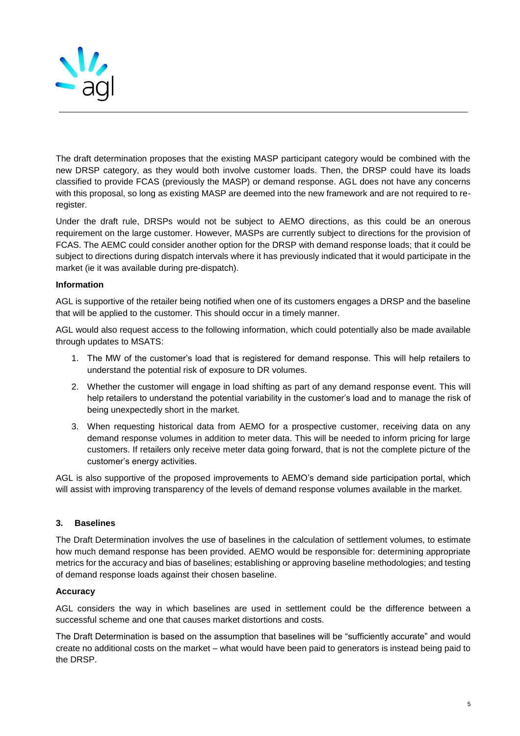The draft determination proposes that the existing MASP participant category would be combined with the new DRSP category, as they would both involve customer loads. Then, the DRSP could have its loads classified to provide FCAS (previously the MASP) or demand response. AGL does not have any concerns with this proposal, so long as existing MASP are deemed into the new framework and are not required to re-register.

Under the draft rule, DRSPs would not be subject to AEMO directions, as this could be an onerous requirement on the large customer. However, MASPs are currently subject to directions for the provision of FCAS. The AEMC could consider another option for the DRSP with demand response loads; that it could be subject to directions during dispatch intervals where it has previously indicated that it would participate in the market (ie it was available during pre-dispatch).

**Information**

AGL is supportive of the retailer being notified when one of its customers engages a DRSP and the baseline that will be applied to the customer. This should occur in a timely manner.

AGL would also request access to the following information, which could potentially also be made available through updates to MSATS:

1. The MW of the customer's load that is registered for demand response. This will help retailers to understand the potential risk of exposure to DR volumes.
2. Whether the customer will engage in load shifting as part of any demand response event. This will help retailers to understand the potential variability in the customer's load and to manage the risk of being unexpectedly short in the market.
3. When requesting historical data from AEMO for a prospective customer, receiving data on any demand response volumes in addition to meter data. This will be needed to inform pricing for large customers. If retailers only receive meter data going forward, that is not the complete picture of the customer's energy activities.

AGL is also supportive of the proposed improvements to AEMO's demand side participation portal, which will assist with improving transparency of the levels of demand response volumes available in the market.

### 3. Baselines

The Draft Determination involves the use of baselines in the calculation of settlement volumes, to estimate how much demand response has been provided. AEMO would be responsible for: determining appropriate metrics for the accuracy and bias of baselines; establishing or approving baseline methodologies; and testing of demand response loads against their chosen baseline.

**Accuracy**

AGL considers the way in which baselines are used in settlement could be the difference between a successful scheme and one that causes market distortions and costs.

The Draft Determination is based on the assumption that baselines will be "sufficiently accurate" and would create no additional costs on the market – what would have been paid to generators is instead being paid to the DRSP.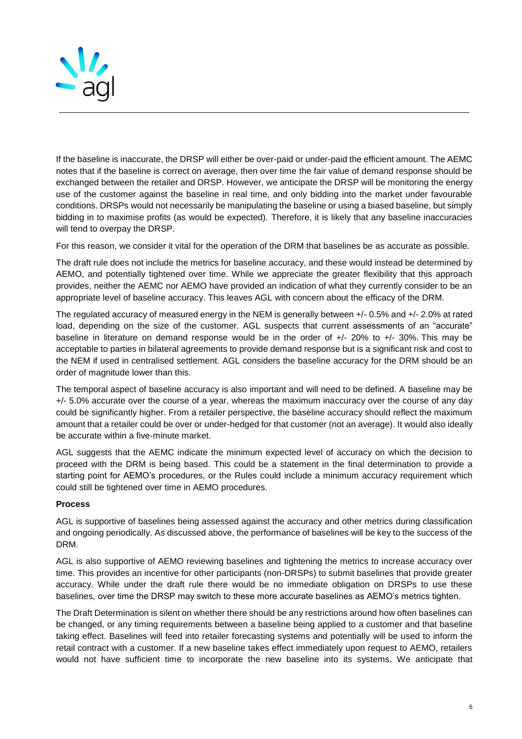If the baseline is inaccurate, the DRSP will either be over-paid or under-paid the efficient amount. The AEMC notes that if the baseline is correct on average, then over time the fair value of demand response should be exchanged between the retailer and DRSP. However, we anticipate the DRSP will be monitoring the energy use of the customer against the baseline in real time, and only bidding into the market under favourable conditions. DRSPs would not necessarily be manipulating the baseline or using a biased baseline, but simply bidding in to maximise profits (as would be expected). Therefore, it is likely that any baseline inaccuracies will tend to overpay the DRSP.

For this reason, we consider it vital for the operation of the DRM that baselines be as accurate as possible.

The draft rule does not include the metrics for baseline accuracy, and these would instead be determined by AEMO, and potentially tightened over time. While we appreciate the greater flexibility that this approach provides, neither the AEMC nor AEMO have provided an indication of what they currently consider to be an appropriate level of baseline accuracy. This leaves AGL with concern about the efficacy of the DRM.

The regulated accuracy of measured energy in the NEM is generally between +/- 0.5% and +/- 2.0% at rated load, depending on the size of the customer. AGL suspects that current assessments of an "accurate" baseline in literature on demand response would be in the order of +/- 20% to +/- 30%. This may be acceptable to parties in bilateral agreements to provide demand response but is a significant risk and cost to the NEM if used in centralised settlement. AGL considers the baseline accuracy for the DRM should be an order of magnitude lower than this.

The temporal aspect of baseline accuracy is also important and will need to be defined. A baseline may be +/- 5.0% accurate over the course of a year, whereas the maximum inaccuracy over the course of any day could be significantly higher. From a retailer perspective, the baseline accuracy should reflect the maximum amount that a retailer could be over or under-hedged for that customer (not an average). It would also ideally be accurate within a five-minute market.

AGL suggests that the AEMC indicate the minimum expected level of accuracy on which the decision to proceed with the DRM is being based. This could be a statement in the final determination to provide a starting point for AEMO's procedures, or the Rules could include a minimum accuracy requirement which could still be tightened over time in AEMO procedures.

**Process**

AGL is supportive of baselines being assessed against the accuracy and other metrics during classification and ongoing periodically. As discussed above, the performance of baselines will be key to the success of the DRM.

AGL is also supportive of AEMO reviewing baselines and tightening the metrics to increase accuracy over time. This provides an incentive for other participants (non-DRSPs) to submit baselines that provide greater accuracy. While under the draft rule there would be no immediate obligation on DRSPs to use these baselines, over time the DRSP may switch to these more accurate baselines as AEMO's metrics tighten.

The Draft Determination is silent on whether there should be any restrictions around how often baselines can be changed, or any timing requirements between a baseline being applied to a customer and that baseline taking effect. Baselines will feed into retailer forecasting systems and potentially will be used to inform the retail contract with a customer. If a new baseline takes effect immediately upon request to AEMO, retailers would not have sufficient time to incorporate the new baseline into its systems. We anticipate that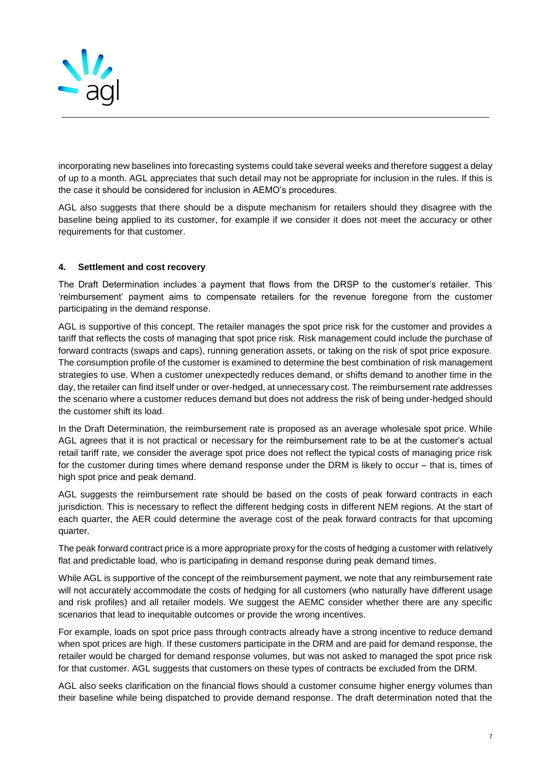incorporating new baselines into forecasting systems could take several weeks and therefore suggest a delay of up to a month. AGL appreciates that such detail may not be appropriate for inclusion in the rules. If this is the case it should be considered for inclusion in AEMO's procedures.

AGL also suggests that there should be a dispute mechanism for retailers should they disagree with the baseline being applied to its customer, for example if we consider it does not meet the accuracy or other requirements for that customer.

#### 4. Settlement and cost recovery

The Draft Determination includes a payment that flows from the DRSP to the customer's retailer. This 'reimbursement' payment aims to compensate retailers for the revenue foregone from the customer participating in the demand response.

AGL is supportive of this concept. The retailer manages the spot price risk for the customer and provides a tariff that reflects the costs of managing that spot price risk. Risk management could include the purchase of forward contracts (swaps and caps), running generation assets, or taking on the risk of spot price exposure. The consumption profile of the customer is examined to determine the best combination of risk management strategies to use. When a customer unexpectedly reduces demand, or shifts demand to another time in the day, the retailer can find itself under or over-hedged, at unnecessary cost. The reimbursement rate addresses the scenario where a customer reduces demand but does not address the risk of being under-hedged should the customer shift its load.

In the Draft Determination, the reimbursement rate is proposed as an average wholesale spot price. While AGL agrees that it is not practical or necessary for the reimbursement rate to be at the customer's actual retail tariff rate, we consider the average spot price does not reflect the typical costs of managing price risk for the customer during times where demand response under the DRM is likely to occur – that is, times of high spot price and peak demand.

AGL suggests the reimbursement rate should be based on the costs of peak forward contracts in each jurisdiction. This is necessary to reflect the different hedging costs in different NEM regions. At the start of each quarter, the AER could determine the average cost of the peak forward contracts for that upcoming quarter.

The peak forward contract price is a more appropriate proxy for the costs of hedging a customer with relatively flat and predictable load, who is participating in demand response during peak demand times.

While AGL is supportive of the concept of the reimbursement payment, we note that any reimbursement rate will not accurately accommodate the costs of hedging for all customers (who naturally have different usage and risk profiles) and all retailer models. We suggest the AEMC consider whether there are any specific scenarios that lead to inequitable outcomes or provide the wrong incentives.

For example, loads on spot price pass through contracts already have a strong incentive to reduce demand when spot prices are high. If these customers participate in the DRM and are paid for demand response, the retailer would be charged for demand response volumes, but was not asked to managed the spot price risk for that customer. AGL suggests that customers on these types of contracts be excluded from the DRM.

AGL also seeks clarification on the financial flows should a customer consume higher energy volumes than their baseline while being dispatched to provide demand response. The draft determination noted that the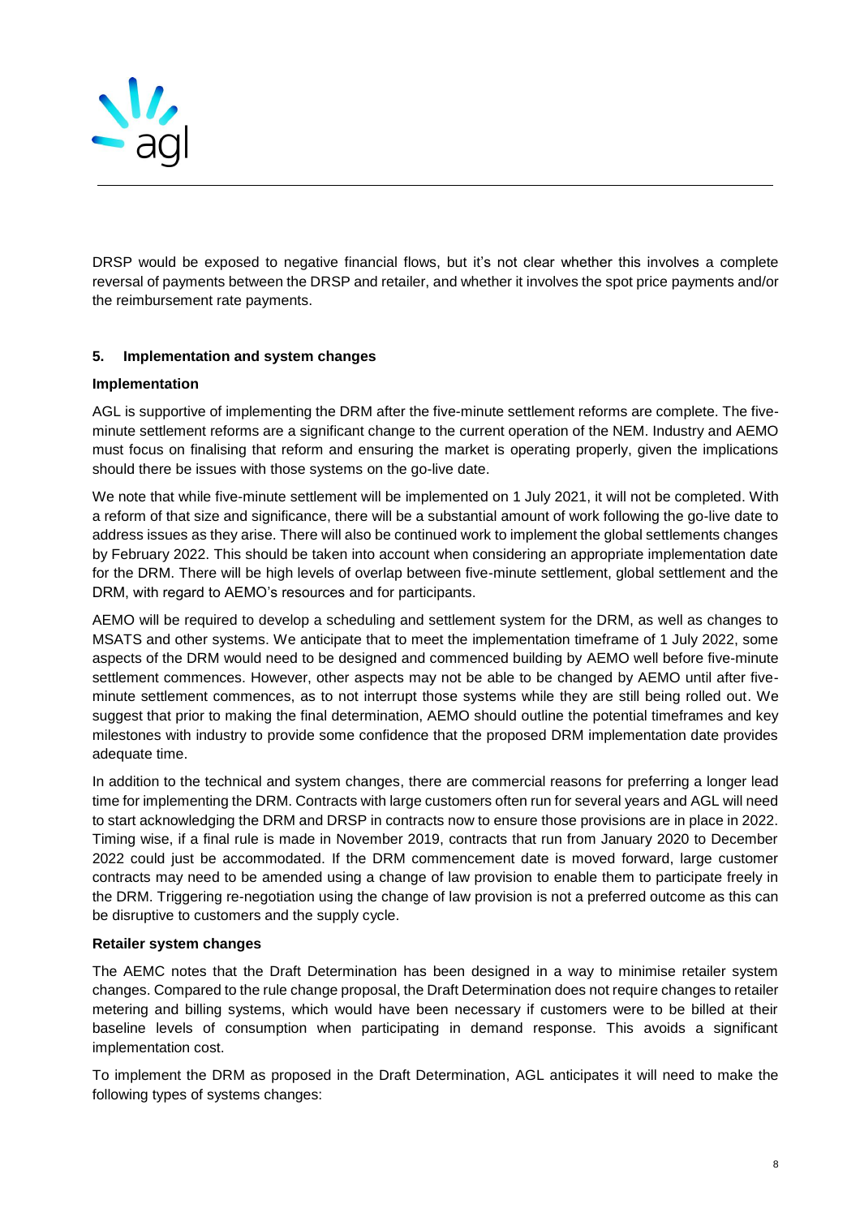DRSP would be exposed to negative financial flows, but it's not clear whether this involves a complete reversal of payments between the DRSP and retailer, and whether it involves the spot price payments and/or the reimbursement rate payments.

## 5. Implementation and system changes

### Implementation

AGL is supportive of implementing the DRM after the five-minute settlement reforms are complete. The five-minute settlement reforms are a significant change to the current operation of the NEM. Industry and AEMO must focus on finalising that reform and ensuring the market is operating properly, given the implications should there be issues with those systems on the go-live date.

We note that while five-minute settlement will be implemented on 1 July 2021, it will not be completed. With a reform of that size and significance, there will be a substantial amount of work following the go-live date to address issues as they arise. There will also be continued work to implement the global settlements changes by February 2022. This should be taken into account when considering an appropriate implementation date for the DRM. There will be high levels of overlap between five-minute settlement, global settlement and the DRM, with regard to AEMO's resources and for participants.

AEMO will be required to develop a scheduling and settlement system for the DRM, as well as changes to MSATS and other systems. We anticipate that to meet the implementation timeframe of 1 July 2022, some aspects of the DRM would need to be designed and commenced building by AEMO well before five-minute settlement commences. However, other aspects may not be able to be changed by AEMO until after five-minute settlement commences, as to not interrupt those systems while they are still being rolled out. We suggest that prior to making the final determination, AEMO should outline the potential timeframes and key milestones with industry to provide some confidence that the proposed DRM implementation date provides adequate time.

In addition to the technical and system changes, there are commercial reasons for preferring a longer lead time for implementing the DRM. Contracts with large customers often run for several years and AGL will need to start acknowledging the DRM and DRSP in contracts now to ensure those provisions are in place in 2022. Timing wise, if a final rule is made in November 2019, contracts that run from January 2020 to December 2022 could just be accommodated. If the DRM commencement date is moved forward, large customer contracts may need to be amended using a change of law provision to enable them to participate freely in the DRM. Triggering re-negotiation using the change of law provision is not a preferred outcome as this can be disruptive to customers and the supply cycle.

### Retailer system changes

The AEMC notes that the Draft Determination has been designed in a way to minimise retailer system changes. Compared to the rule change proposal, the Draft Determination does not require changes to retailer metering and billing systems, which would have been necessary if customers were to be billed at their baseline levels of consumption when participating in demand response. This avoids a significant implementation cost.

To implement the DRM as proposed in the Draft Determination, AGL anticipates it will need to make the following types of systems changes: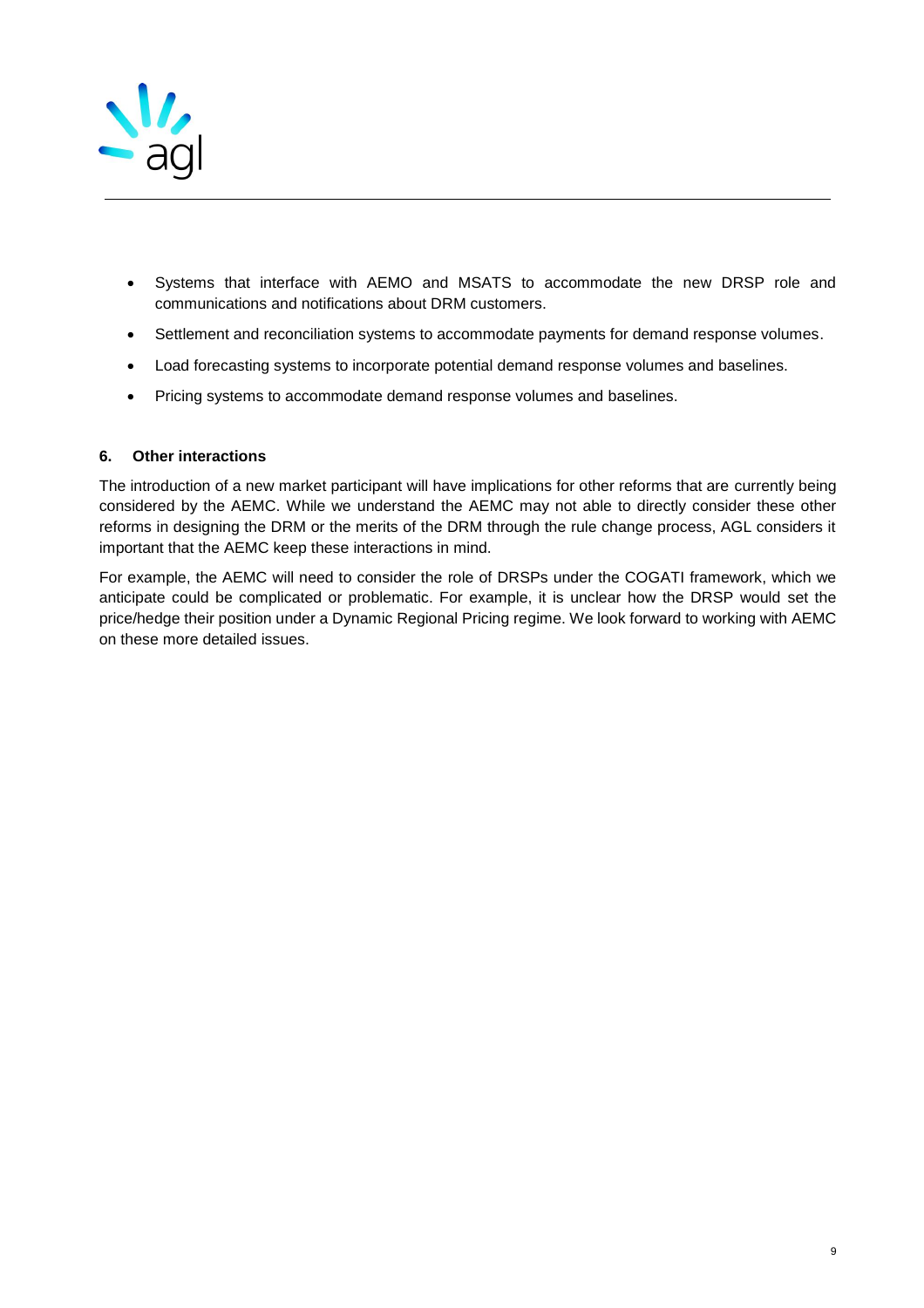- Systems that interface with AEMO and MSATS to accommodate the new DRSP role and communications and notifications about DRM customers.
- Settlement and reconciliation systems to accommodate payments for demand response volumes.
- Load forecasting systems to incorporate potential demand response volumes and baselines.
- Pricing systems to accommodate demand response volumes and baselines.

### 6. Other interactions

The introduction of a new market participant will have implications for other reforms that are currently being considered by the AEMC. While we understand the AEMC may not able to directly consider these other reforms in designing the DRM or the merits of the DRM through the rule change process, AGL considers it important that the AEMC keep these interactions in mind.

For example, the AEMC will need to consider the role of DRSPs under the COGATI framework, which we anticipate could be complicated or problematic. For example, it is unclear how the DRSP would set the price/hedge their position under a Dynamic Regional Pricing regime. We look forward to working with AEMC on these more detailed issues.